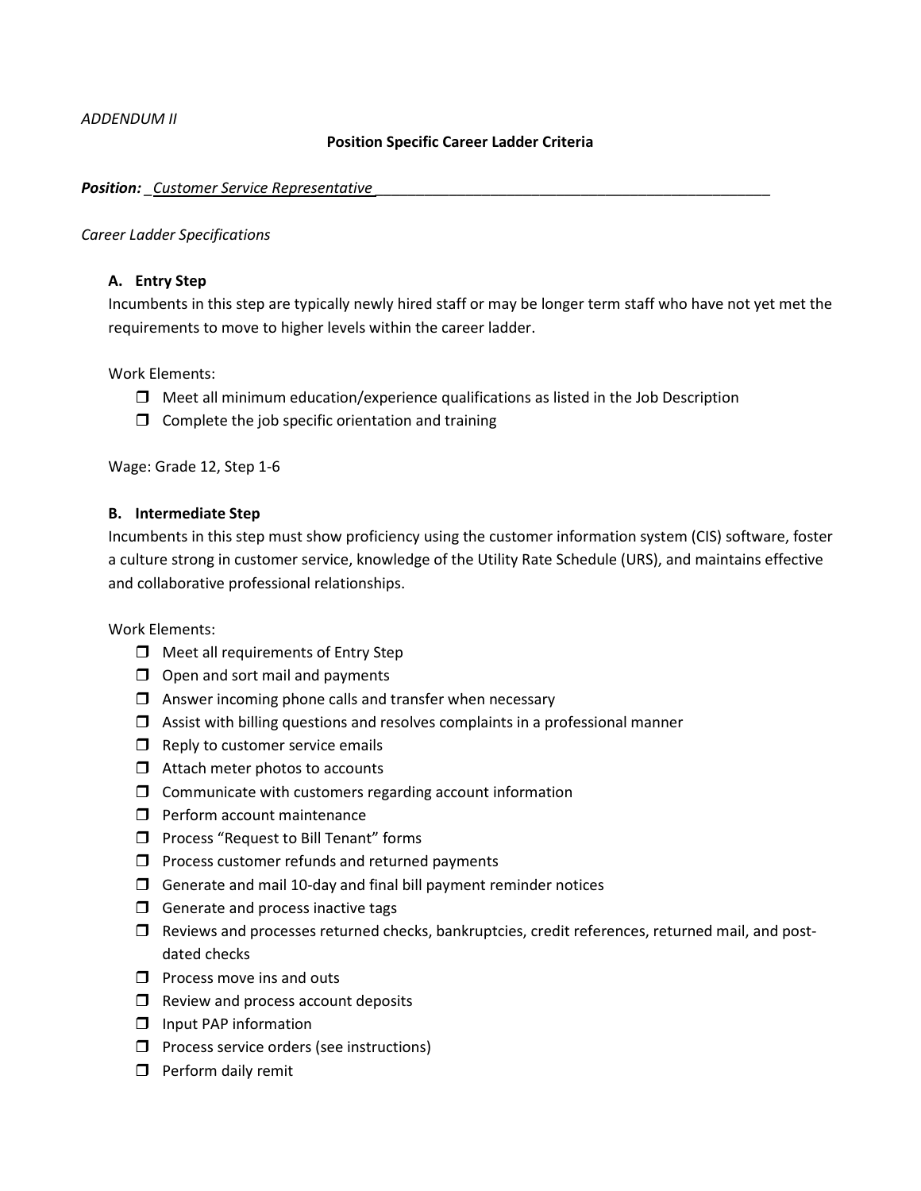*ADDENDUM II*

## Position Specific Career Ladder Criteria

***Position:*** *Customer Service Representative*

*Career Ladder Specifications*

### A. Entry Step

Incumbents in this step are typically newly hired staff or may be longer term staff who have not yet met the requirements to move to higher levels within the career ladder.

Work Elements:

- [ ] Meet all minimum education/experience qualifications as listed in the Job Description
- [ ] Complete the job specific orientation and training

Wage: Grade 12, Step 1-6

### B. Intermediate Step

Incumbents in this step must show proficiency using the customer information system (CIS) software, foster a culture strong in customer service, knowledge of the Utility Rate Schedule (URS), and maintains effective and collaborative professional relationships.

Work Elements:

- [ ] Meet all requirements of Entry Step
- [ ] Open and sort mail and payments
- [ ] Answer incoming phone calls and transfer when necessary
- [ ] Assist with billing questions and resolves complaints in a professional manner
- [ ] Reply to customer service emails
- [ ] Attach meter photos to accounts
- [ ] Communicate with customers regarding account information
- [ ] Perform account maintenance
- [ ] Process "Request to Bill Tenant" forms
- [ ] Process customer refunds and returned payments
- [ ] Generate and mail 10-day and final bill payment reminder notices
- [ ] Generate and process inactive tags
- [ ] Reviews and processes returned checks, bankruptcies, credit references, returned mail, and post-dated checks
- [ ] Process move ins and outs
- [ ] Review and process account deposits
- [ ] Input PAP information
- [ ] Process service orders (see instructions)
- [ ] Perform daily remit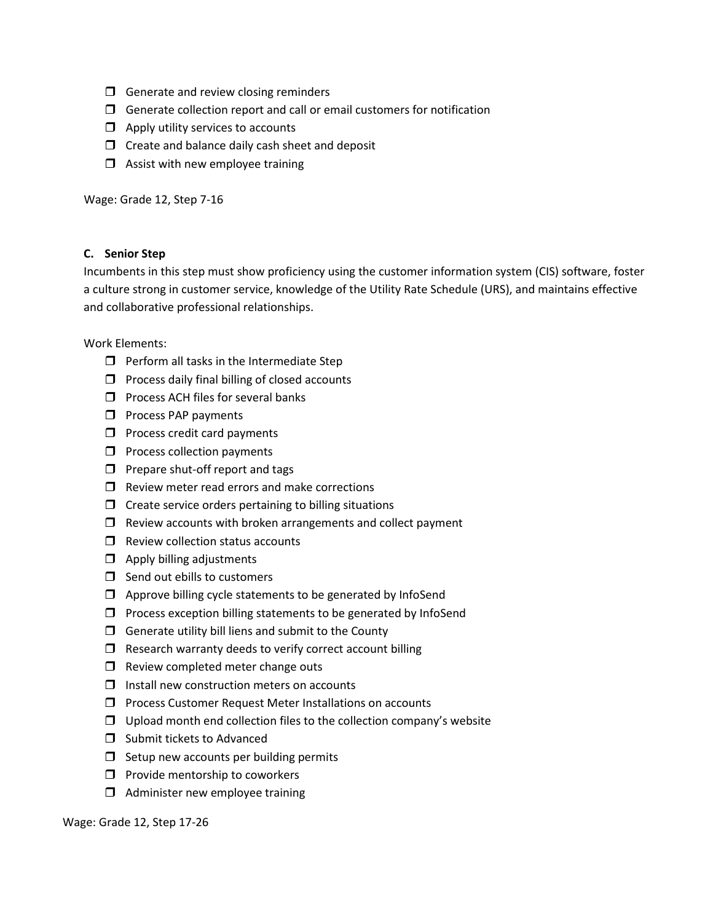- Generate and review closing reminders
- Generate collection report and call or email customers for notification
- Apply utility services to accounts
- Create and balance daily cash sheet and deposit
- Assist with new employee training

Wage: Grade 12, Step 7-16

**C. Senior Step**

Incumbents in this step must show proficiency using the customer information system (CIS) software, foster a culture strong in customer service, knowledge of the Utility Rate Schedule (URS), and maintains effective and collaborative professional relationships.

Work Elements:

- Perform all tasks in the Intermediate Step
- Process daily final billing of closed accounts
- Process ACH files for several banks
- Process PAP payments
- Process credit card payments
- Process collection payments
- Prepare shut-off report and tags
- Review meter read errors and make corrections
- Create service orders pertaining to billing situations
- Review accounts with broken arrangements and collect payment
- Review collection status accounts
- Apply billing adjustments
- Send out ebills to customers
- Approve billing cycle statements to be generated by InfoSend
- Process exception billing statements to be generated by InfoSend
- Generate utility bill liens and submit to the County
- Research warranty deeds to verify correct account billing
- Review completed meter change outs
- Install new construction meters on accounts
- Process Customer Request Meter Installations on accounts
- Upload month end collection files to the collection company's website
- Submit tickets to Advanced
- Setup new accounts per building permits
- Provide mentorship to coworkers
- Administer new employee training

Wage: Grade 12, Step 17-26